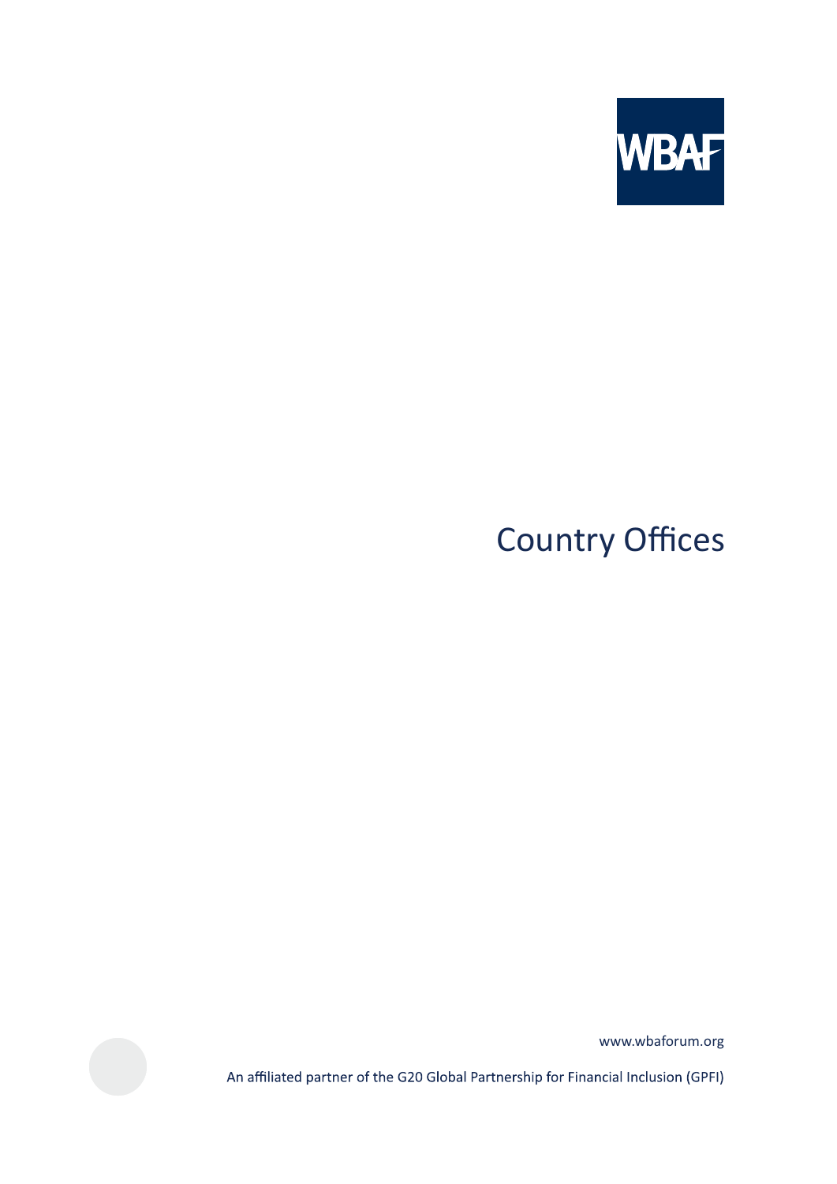WBAF

# Country Offices

www.wbaforum.org

An affiliated partner of the G20 Global Partnership for Financial Inclusion (GPFI)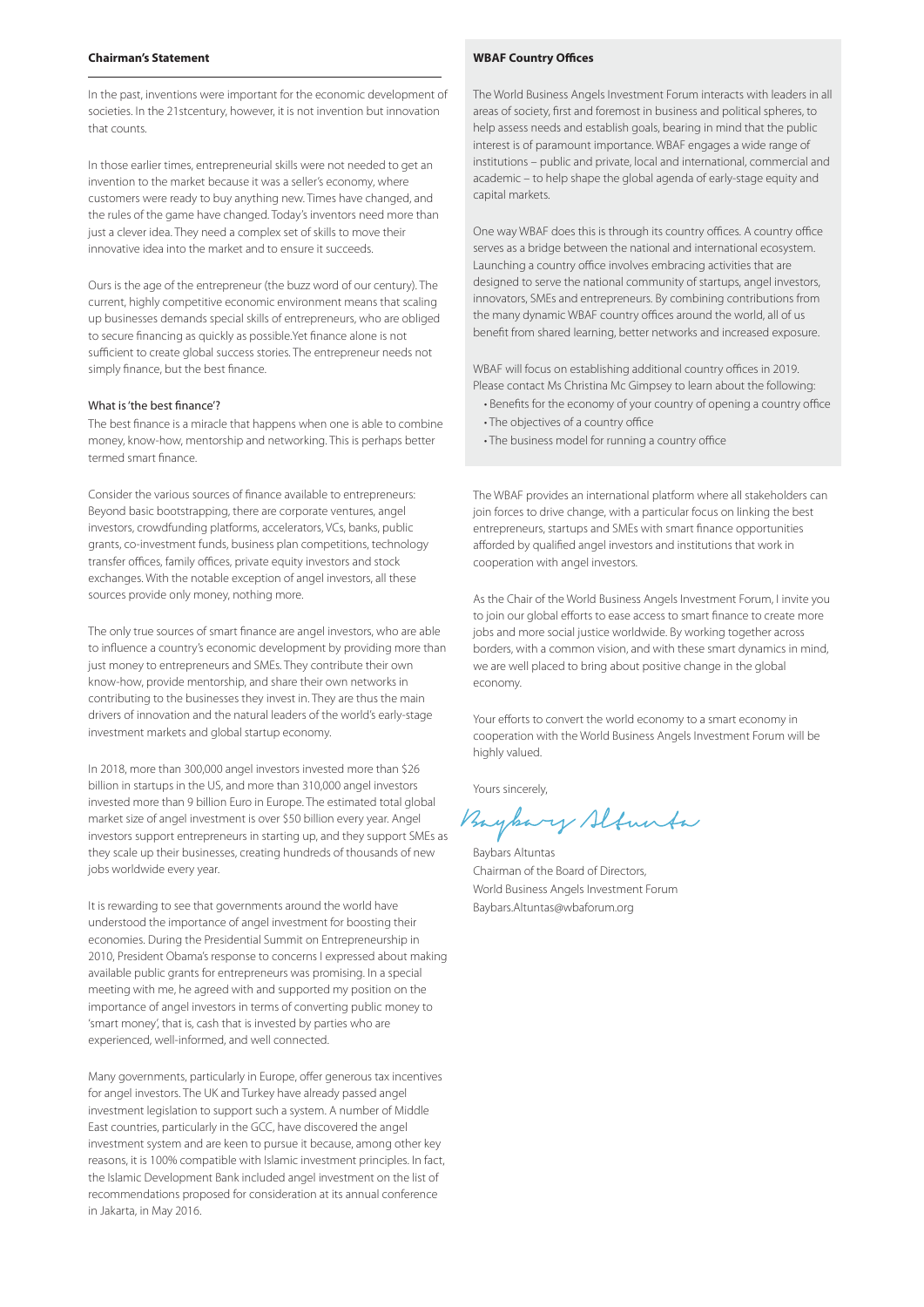## Chairman's Statement

In the past, inventions were important for the economic development of societies. In the 21stcentury, however, it is not invention but innovation that counts.

In those earlier times, entrepreneurial skills were not needed to get an invention to the market because it was a seller's economy, where customers were ready to buy anything new. Times have changed, and the rules of the game have changed. Today's inventors need more than just a clever idea. They need a complex set of skills to move their innovative idea into the market and to ensure it succeeds.

Ours is the age of the entrepreneur (the buzz word of our century). The current, highly competitive economic environment means that scaling up businesses demands special skills of entrepreneurs, who are obliged to secure financing as quickly as possible.Yet finance alone is not sufficient to create global success stories. The entrepreneur needs not simply finance, but the best finance.

### What is 'the best finance'?

The best finance is a miracle that happens when one is able to combine money, know-how, mentorship and networking. This is perhaps better termed smart finance.

Consider the various sources of finance available to entrepreneurs: Beyond basic bootstrapping, there are corporate ventures, angel investors, crowdfunding platforms, accelerators, VCs, banks, public grants, co-investment funds, business plan competitions, technology transfer offices, family offices, private equity investors and stock exchanges. With the notable exception of angel investors, all these sources provide only money, nothing more.

The only true sources of smart finance are angel investors, who are able to influence a country's economic development by providing more than just money to entrepreneurs and SMEs. They contribute their own know-how, provide mentorship, and share their own networks in contributing to the businesses they invest in. They are thus the main drivers of innovation and the natural leaders of the world's early-stage investment markets and global startup economy.

In 2018, more than 300,000 angel investors invested more than $26 billion in startups in the US, and more than 310,000 angel investors invested more than 9 billion Euro in Europe. The estimated total global market size of angel investment is over $50 billion every year. Angel investors support entrepreneurs in starting up, and they support SMEs as they scale up their businesses, creating hundreds of thousands of new jobs worldwide every year.

It is rewarding to see that governments around the world have understood the importance of angel investment for boosting their economies. During the Presidential Summit on Entrepreneurship in 2010, President Obama's response to concerns I expressed about making available public grants for entrepreneurs was promising. In a special meeting with me, he agreed with and supported my position on the importance of angel investors in terms of converting public money to 'smart money', that is, cash that is invested by parties who are experienced, well-informed, and well connected.

Many governments, particularly in Europe, offer generous tax incentives for angel investors. The UK and Turkey have already passed angel investment legislation to support such a system. A number of Middle East countries, particularly in the GCC, have discovered the angel investment system and are keen to pursue it because, among other key reasons, it is 100% compatible with Islamic investment principles. In fact, the Islamic Development Bank included angel investment on the list of recommendations proposed for consideration at its annual conference in Jakarta, in May 2016.

The WBAF provides an international platform where all stakeholders can join forces to drive change, with a particular focus on linking the best entrepreneurs, startups and SMEs with smart finance opportunities afforded by qualified angel investors and institutions that work in cooperation with angel investors.

As the Chair of the World Business Angels Investment Forum, I invite you to join our global efforts to ease access to smart finance to create more jobs and more social justice worldwide. By working together across borders, with a common vision, and with these smart dynamics in mind, we are well placed to bring about positive change in the global economy.

Your efforts to convert the world economy to a smart economy in cooperation with the World Business Angels Investment Forum will be highly valued.

Yours sincerely,

Baybars Altuntas

Baybars Altuntas
Chairman of the Board of Directors,
World Business Angels Investment Forum
Baybars.Altuntas@wbaforum.org

## WBAF Country Offices

The World Business Angels Investment Forum interacts with leaders in all areas of society, first and foremost in business and political spheres, to help assess needs and establish goals, bearing in mind that the public interest is of paramount importance. WBAF engages a wide range of institutions – public and private, local and international, commercial and academic – to help shape the global agenda of early-stage equity and capital markets.

One way WBAF does this is through its country offices. A country office serves as a bridge between the national and international ecosystem. Launching a country office involves embracing activities that are designed to serve the national community of startups, angel investors, innovators, SMEs and entrepreneurs. By combining contributions from the many dynamic WBAF country offices around the world, all of us benefit from shared learning, better networks and increased exposure.

WBAF will focus on establishing additional country offices in 2019. Please contact Ms Christina Mc Gimpsey to learn about the following:

- Benefits for the economy of your country of opening a country office
- The objectives of a country office
- The business model for running a country office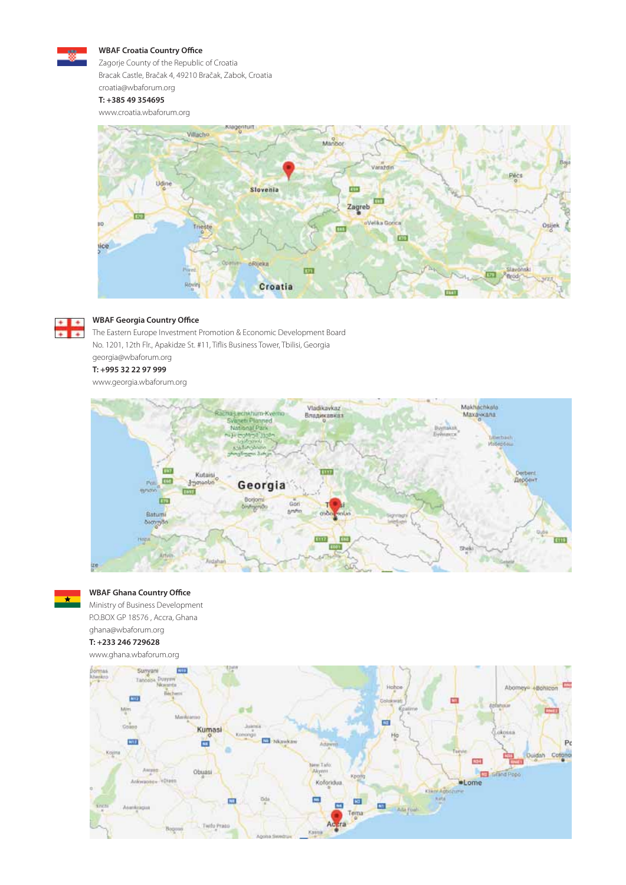**WBAF Croatia Country Office**

Zagorje County of the Republic of Croatia

Bracak Castle, Bračak 4, 49210 Bračak, Zabok, Croatia

croatia@wbaforum.org

**T: +385 49 354695**

www.croatia.wbaforum.org

**WBAF Georgia Country Office**

The Eastern Europe Investment Promotion & Economic Development Board

No. 1201, 12th Flr., Apakidze St. #11, Tiflis Business Tower, Tbilisi, Georgia

georgia@wbaforum.org

**T: +995 32 22 97 999**

www.georgia.wbaforum.org

**WBAF Ghana Country Office**

Ministry of Business Development

P.O.BOX GP 18576 , Accra, Ghana

ghana@wbaforum.org

**T: +233 246 729628**

www.ghana.wbaforum.org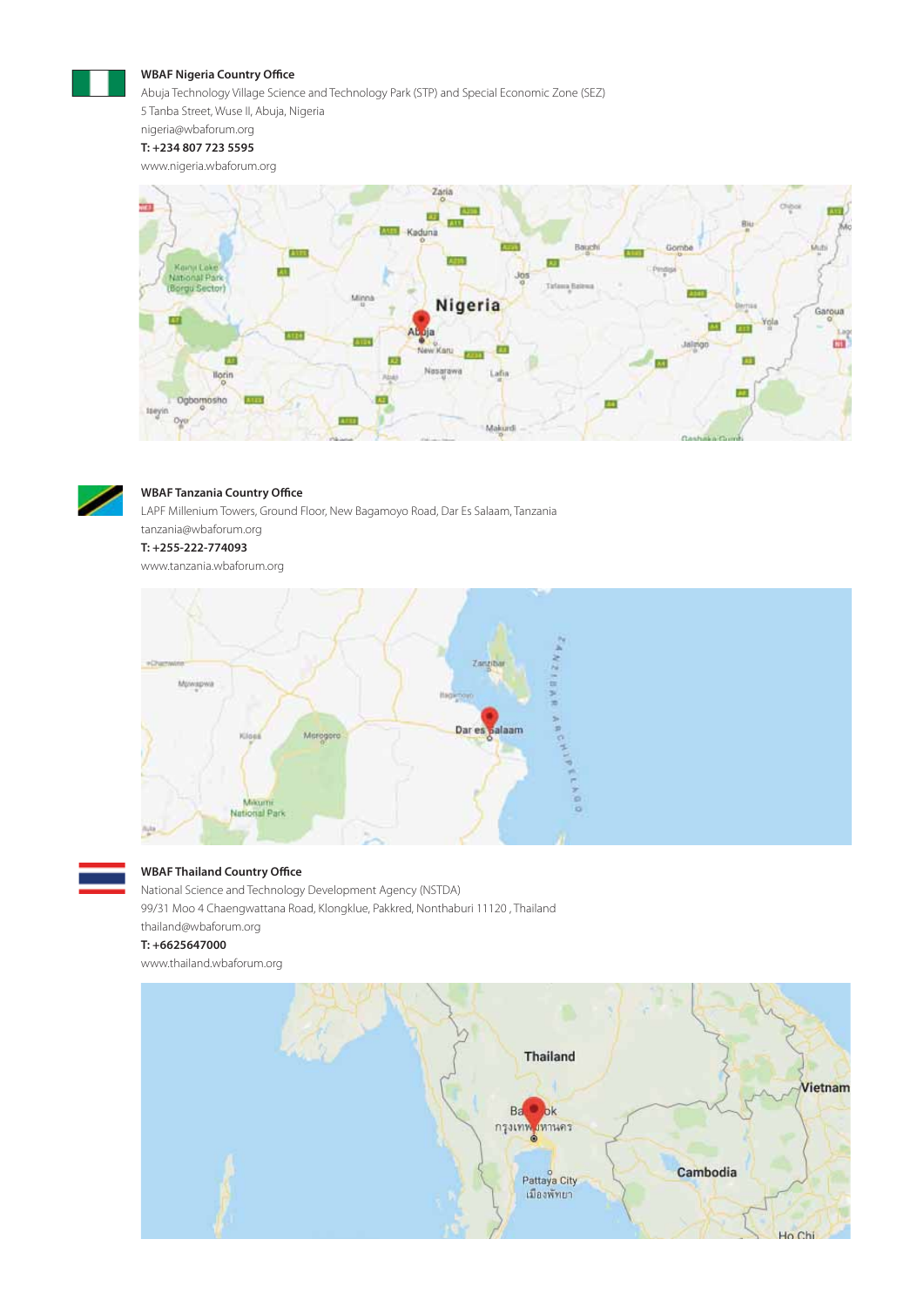**WBAF Nigeria Country Office**

Abuja Technology Village Science and Technology Park (STP) and Special Economic Zone (SEZ)
5 Tanba Street, Wuse II, Abuja, Nigeria
nigeria@wbaforum.org
**T: +234 807 723 5595**
www.nigeria.wbaforum.org

**WBAF Tanzania Country Office**

LAPF Millenium Towers, Ground Floor, New Bagamoyo Road, Dar Es Salaam, Tanzania
tanzania@wbaforum.org
**T: +255-222-774093**
www.tanzania.wbaforum.org

**WBAF Thailand Country Office**

National Science and Technology Development Agency (NSTDA)
99/31 Moo 4 Chaengwattana Road, Klongklue, Pakkred, Nonthaburi 11120 , Thailand
thailand@wbaforum.org
**T: +6625647000**
www.thailand.wbaforum.org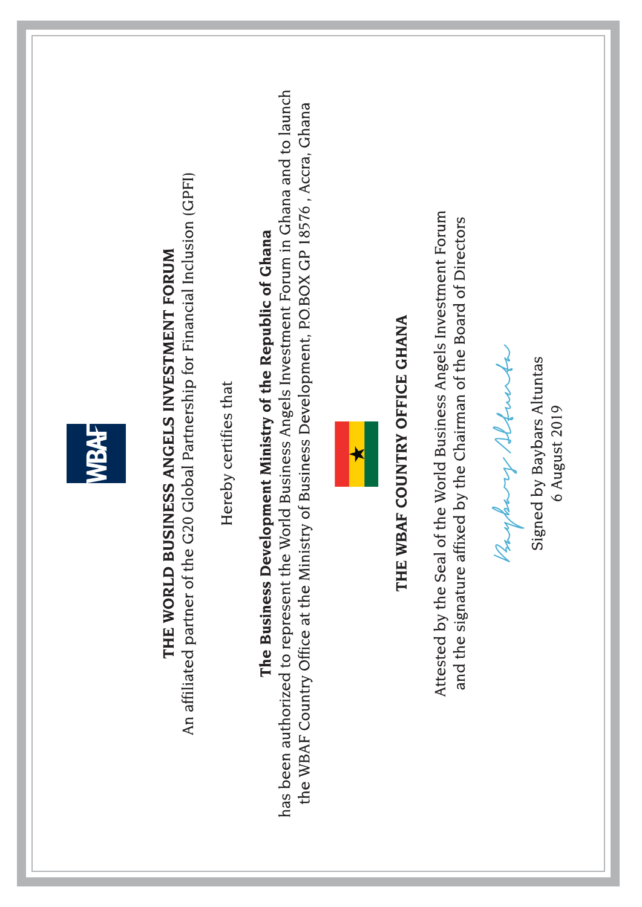# THE WORLD BUSINESS ANGELS INVESTMENT FORUM

An affiliated partner of the G20 Global Partnership for Financial Inclusion (GPFI)

Hereby certifies that

**The Business Development Ministry of the Republic of Ghana**

has been authorized to represent the World Business Angels Investment Forum in Ghana and to launch the WBAF Country Office at the Ministry of Business Development, P.O.BOX GP 18576 , Accra, Ghana

## THE WBAF COUNTRY OFFICE GHANA

Attested by the Seal of the World Business Angels Investment Forum and the signature affixed by the Chairman of the Board of Directors

Signed by Baybars Altuntas
6 August 2019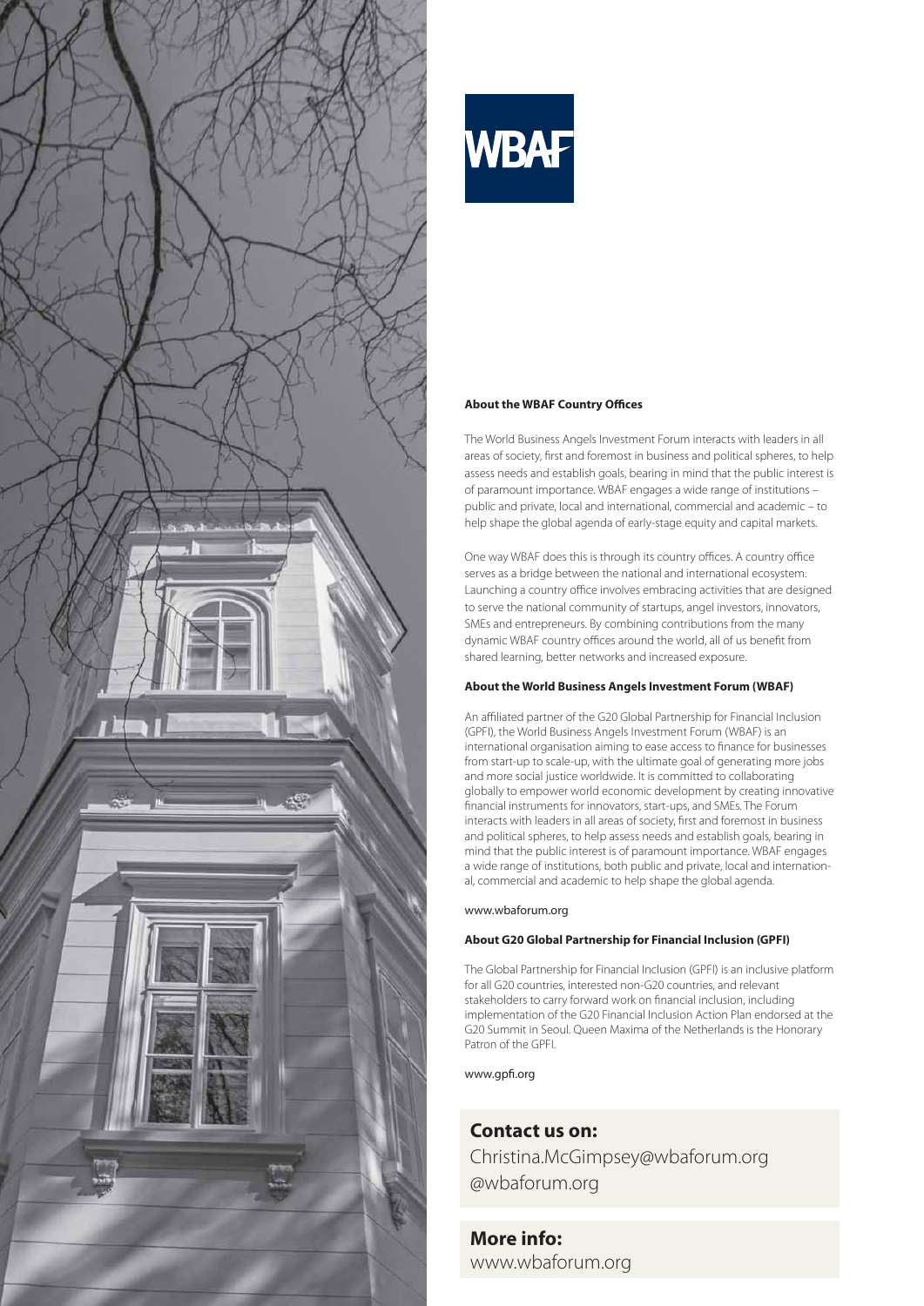WBAF

### About the WBAF Country Offices

The World Business Angels Investment Forum interacts with leaders in all areas of society, first and foremost in business and political spheres, to help assess needs and establish goals, bearing in mind that the public interest is of paramount importance. WBAF engages a wide range of institutions – public and private, local and international, commercial and academic – to help shape the global agenda of early-stage equity and capital markets.

One way WBAF does this is through its country offices. A country office serves as a bridge between the national and international ecosystem. Launching a country office involves embracing activities that are designed to serve the national community of startups, angel investors, innovators, SMEs and entrepreneurs. By combining contributions from the many dynamic WBAF country offices around the world, all of us benefit from shared learning, better networks and increased exposure.

### About the World Business Angels Investment Forum (WBAF)

An affiliated partner of the G20 Global Partnership for Financial Inclusion (GPFI), the World Business Angels Investment Forum (WBAF) is an international organisation aiming to ease access to finance for businesses from start-up to scale-up, with the ultimate goal of generating more jobs and more social justice worldwide. It is committed to collaborating globally to empower world economic development by creating innovative financial instruments for innovators, start-ups, and SMEs. The Forum interacts with leaders in all areas of society, first and foremost in business and political spheres, to help assess needs and establish goals, bearing in mind that the public interest is of paramount importance. WBAF engages a wide range of institutions, both public and private, local and international, commercial and academic to help shape the global agenda.

www.wbaforum.org

### About G20 Global Partnership for Financial Inclusion (GPFI)

The Global Partnership for Financial Inclusion (GPFI) is an inclusive platform for all G20 countries, interested non-G20 countries, and relevant stakeholders to carry forward work on financial inclusion, including implementation of the G20 Financial Inclusion Action Plan endorsed at the G20 Summit in Seoul. Queen Maxima of the Netherlands is the Honorary Patron of the GPFI.

www.gpfi.org

## Contact us on:

Christina.McGimpsey@wbaforum.org
@wbaforum.org

## More info:

www.wbaforum.org